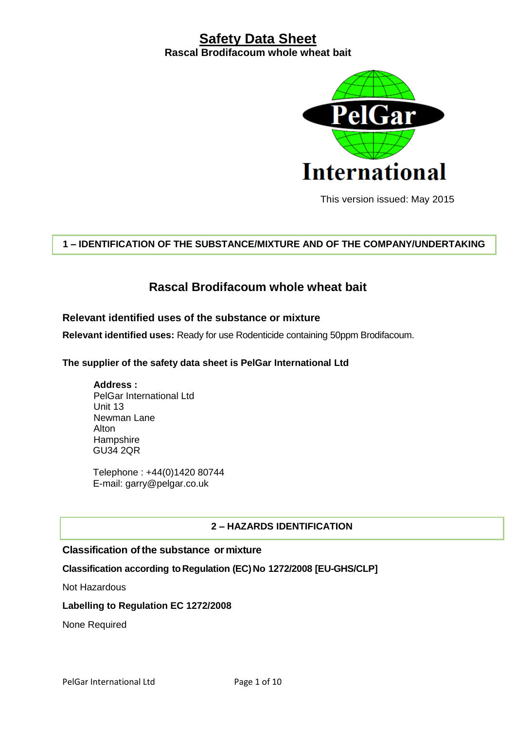# Safety Data Sheet

**Rascal Brodifacoum whole wheat bait**

This version issued: May 2015

## 1 – IDENTIFICATION OF THE SUBSTANCE/MIXTURE AND OF THE COMPANY/UNDERTAKING

### Rascal Brodifacoum whole wheat bait

**Relevant identified uses of the substance or mixture**

**Relevant identified uses:** Ready for use Rodenticide containing 50ppm Brodifacoum.

**The supplier of the safety data sheet is PelGar International Ltd**

**Address :**
PelGar International Ltd
Unit 13
Newman Lane
Alton
Hampshire
GU34 2QR

Telephone : +44(0)1420 80744
E-mail: garry@pelgar.co.uk

## 2 – HAZARDS IDENTIFICATION

**Classification of the substance or mixture**

**Classification according to Regulation (EC) No 1272/2008 [EU-GHS/CLP]**

Not Hazardous

**Labelling to Regulation EC 1272/2008**

None Required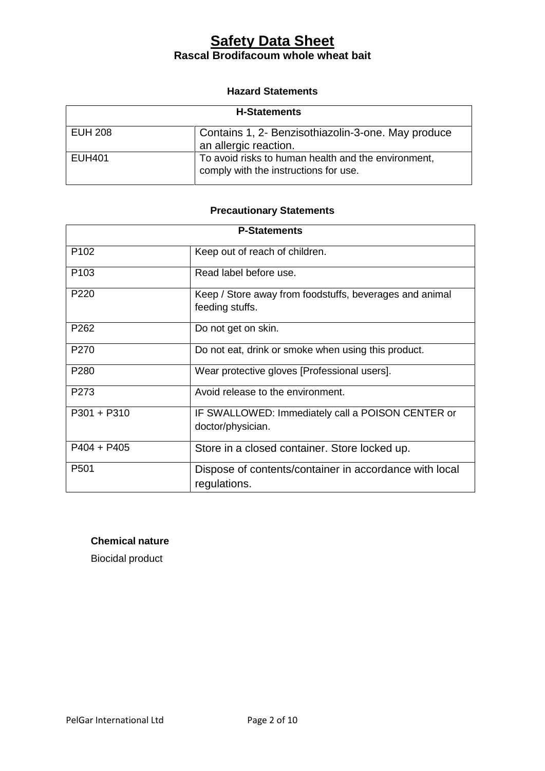# Safety Data Sheet

## Rascal Brodifacoum whole wheat bait

### Hazard Statements

| H-Statements | |
|---|---|
| EUH 208 | Contains 1, 2- Benzisothiazolin-3-one. May produce an allergic reaction. |
| EUH401 | To avoid risks to human health and the environment, comply with the instructions for use. |

### Precautionary Statements

| P-Statements | |
|---|---|
| P102 | Keep out of reach of children. |
| P103 | Read label before use. |
| P220 | Keep / Store away from foodstuffs, beverages and animal feeding stuffs. |
| P262 | Do not get on skin. |
| P270 | Do not eat, drink or smoke when using this product. |
| P280 | Wear protective gloves [Professional users]. |
| P273 | Avoid release to the environment. |
| P301 + P310 | IF SWALLOWED: Immediately call a POISON CENTER or doctor/physician. |
| P404 + P405 | Store in a closed container. Store locked up. |
| P501 | Dispose of contents/container in accordance with local regulations. |

**Chemical nature**

Biocidal product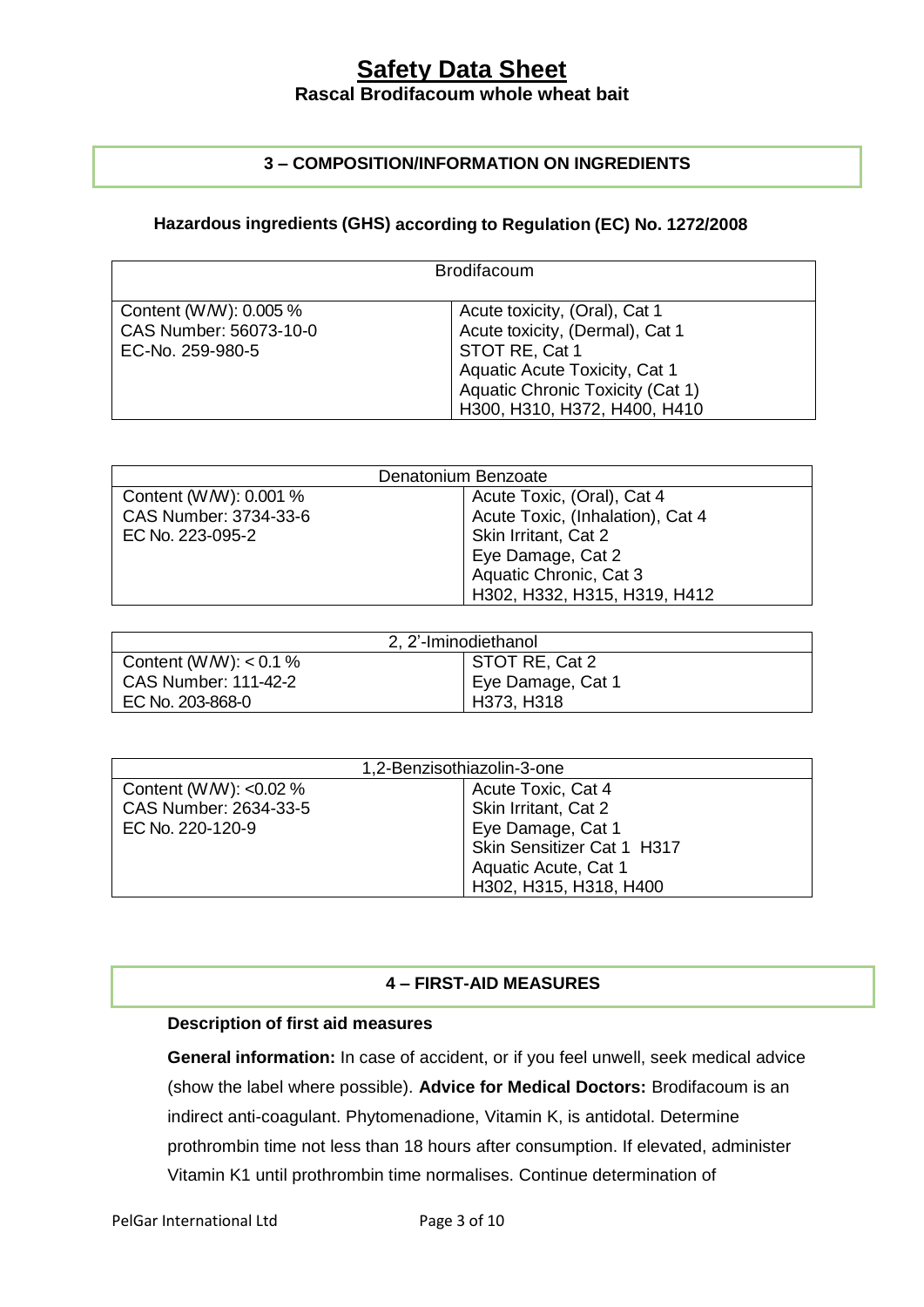## 3 – COMPOSITION/INFORMATION ON INGREDIENTS

### Hazardous ingredients (GHS) according to Regulation (EC) No. 1272/2008

| Brodifacoum | |
|---|---|
| Content (W/W): 0.005 %<br>CAS Number: 56073-10-0<br>EC-No. 259-980-5 | Acute toxicity, (Oral), Cat 1<br>Acute toxicity, (Dermal), Cat 1<br>STOT RE, Cat 1<br>Aquatic Acute Toxicity, Cat 1<br>Aquatic Chronic Toxicity (Cat 1)<br>H300, H310, H372, H400, H410 |

| Denatonium Benzoate | |
|---|---|
| Content (W/W): 0.001 %<br>CAS Number: 3734-33-6<br>EC No. 223-095-2 | Acute Toxic, (Oral), Cat 4<br>Acute Toxic, (Inhalation), Cat 4<br>Skin Irritant, Cat 2<br>Eye Damage, Cat 2<br>Aquatic Chronic, Cat 3<br>H302, H332, H315, H319, H412 |

| 2, 2'-Iminodiethanol | |
|---|---|
| Content (W/W): < 0.1 %<br>CAS Number: 111-42-2<br>EC No. 203-868-0 | STOT RE, Cat 2<br>Eye Damage, Cat 1<br>H373, H318 |

| 1,2-Benzisothiazolin-3-one | |
|---|---|
| Content (W/W): <0.02 %<br>CAS Number: 2634-33-5<br>EC No. 220-120-9 | Acute Toxic, Cat 4<br>Skin Irritant, Cat 2<br>Eye Damage, Cat 1<br>Skin Sensitizer Cat 1 H317<br>Aquatic Acute, Cat 1<br>H302, H315, H318, H400 |

## 4 – FIRST-AID MEASURES

**Description of first aid measures**

**General information:** In case of accident, or if you feel unwell, seek medical advice (show the label where possible). **Advice for Medical Doctors:** Brodifacoum is an indirect anti-coagulant. Phytomenadione, Vitamin K, is antidotal. Determine prothrombin time not less than 18 hours after consumption. If elevated, administer Vitamin K1 until prothrombin time normalises. Continue determination of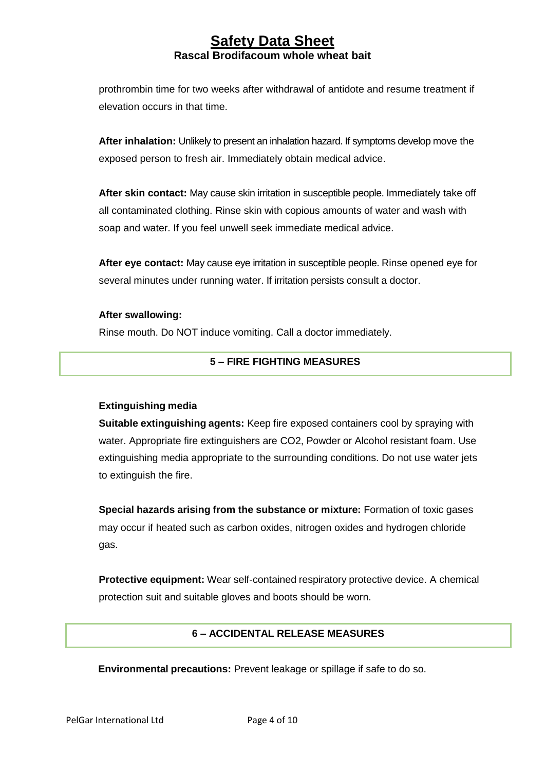prothrombin time for two weeks after withdrawal of antidote and resume treatment if elevation occurs in that time.

**After inhalation:** Unlikely to present an inhalation hazard. If symptoms develop move the exposed person to fresh air. Immediately obtain medical advice.

**After skin contact:** May cause skin irritation in susceptible people. Immediately take off all contaminated clothing. Rinse skin with copious amounts of water and wash with soap and water. If you feel unwell seek immediate medical advice.

**After eye contact:** May cause eye irritation in susceptible people. Rinse opened eye for several minutes under running water. If irritation persists consult a doctor.

**After swallowing:**

Rinse mouth. Do NOT induce vomiting. Call a doctor immediately.

## 5 – FIRE FIGHTING MEASURES

**Extinguishing media**

**Suitable extinguishing agents:** Keep fire exposed containers cool by spraying with water. Appropriate fire extinguishers are $CO_2$, Powder or Alcohol resistant foam. Use extinguishing media appropriate to the surrounding conditions. Do not use water jets to extinguish the fire.

**Special hazards arising from the substance or mixture:** Formation of toxic gases may occur if heated such as carbon oxides, nitrogen oxides and hydrogen chloride gas.

**Protective equipment:** Wear self-contained respiratory protective device. A chemical protection suit and suitable gloves and boots should be worn.

## 6 – ACCIDENTAL RELEASE MEASURES

**Environmental precautions:** Prevent leakage or spillage if safe to do so.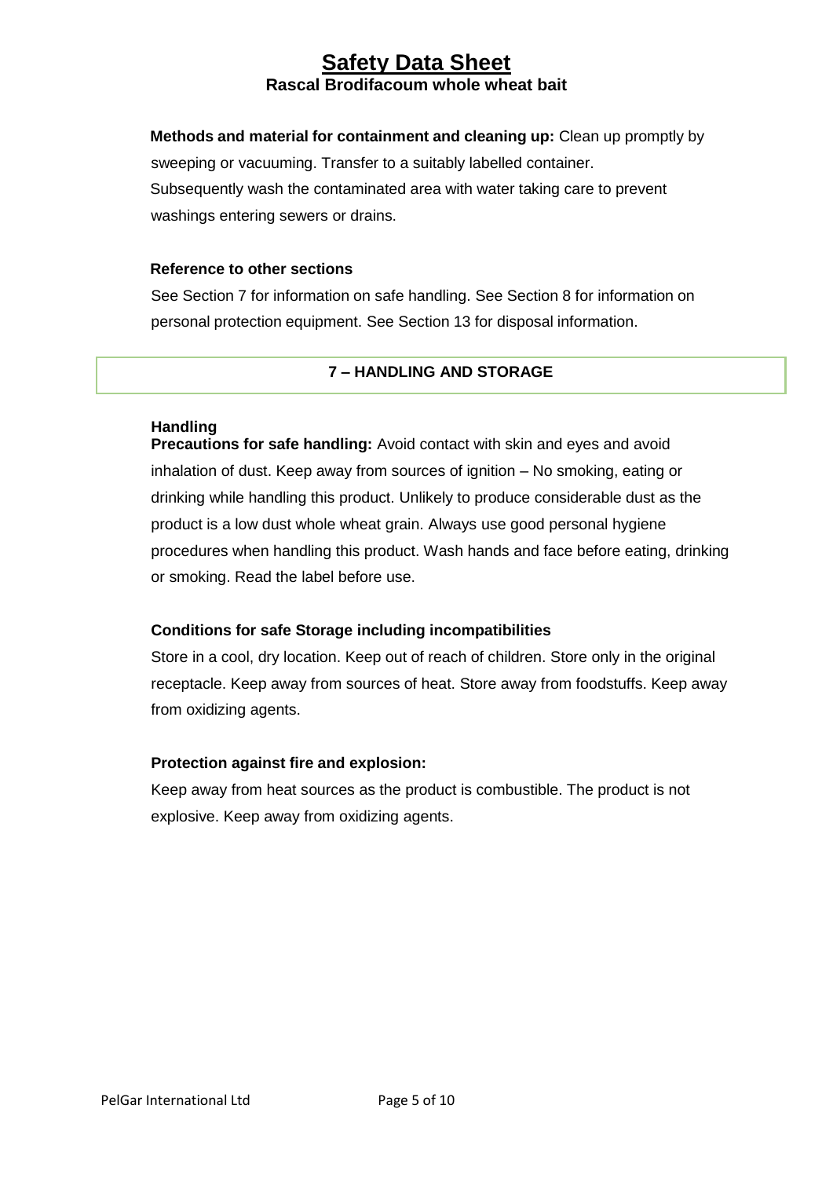**Methods and material for containment and cleaning up:** Clean up promptly by sweeping or vacuuming. Transfer to a suitably labelled container. Subsequently wash the contaminated area with water taking care to prevent washings entering sewers or drains.

**Reference to other sections**

See Section 7 for information on safe handling. See Section 8 for information on personal protection equipment. See Section 13 for disposal information.

## 7 – HANDLING AND STORAGE

**Handling**

**Precautions for safe handling:** Avoid contact with skin and eyes and avoid inhalation of dust. Keep away from sources of ignition – No smoking, eating or drinking while handling this product. Unlikely to produce considerable dust as the product is a low dust whole wheat grain. Always use good personal hygiene procedures when handling this product. Wash hands and face before eating, drinking or smoking. Read the label before use.

**Conditions for safe Storage including incompatibilities**

Store in a cool, dry location. Keep out of reach of children. Store only in the original receptacle. Keep away from sources of heat. Store away from foodstuffs. Keep away from oxidizing agents.

**Protection against fire and explosion:**

Keep away from heat sources as the product is combustible. The product is not explosive. Keep away from oxidizing agents.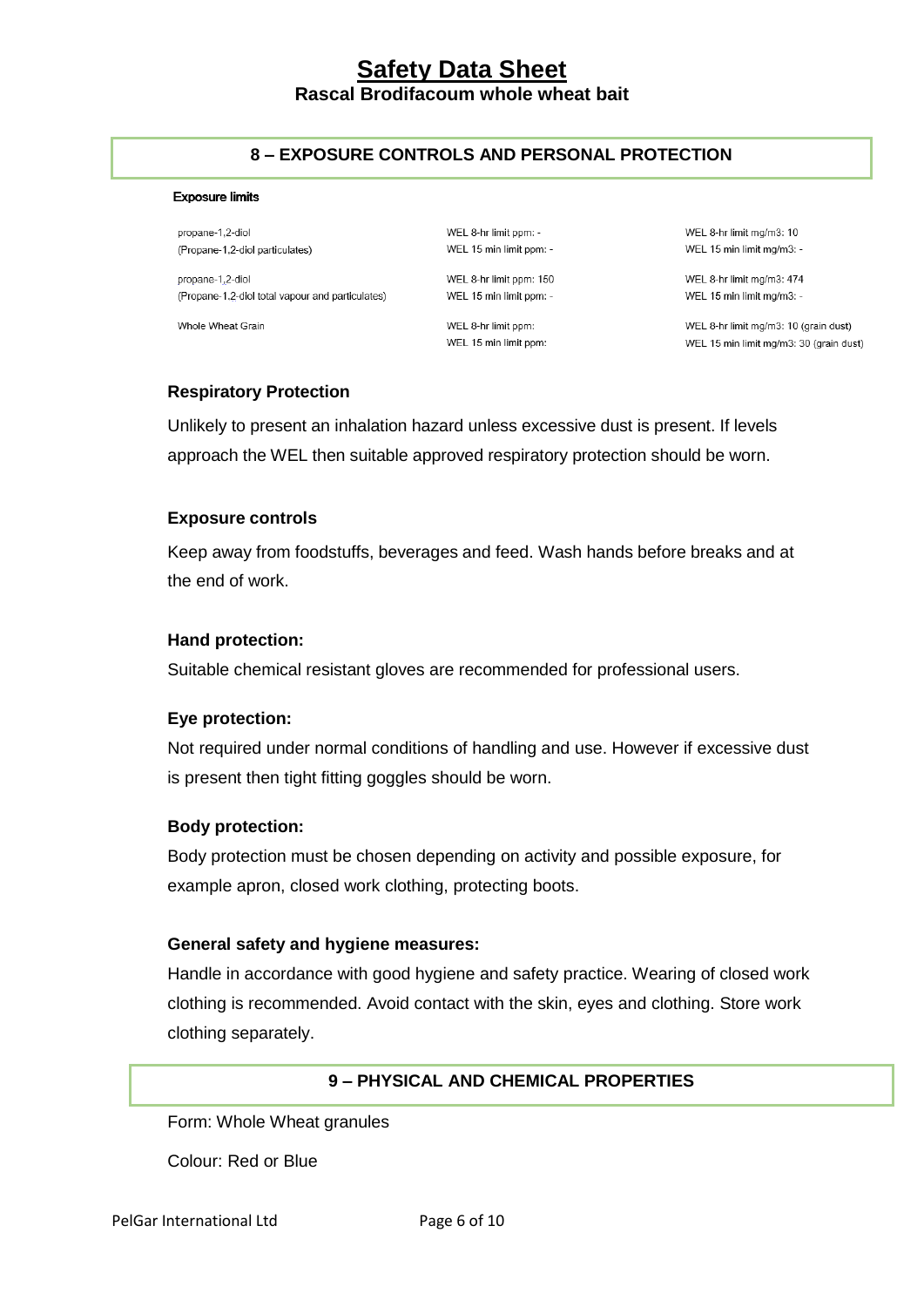# Safety Data Sheet

**Rascal Brodifacoum whole wheat bait**

## 8 – EXPOSURE CONTROLS AND PERSONAL PROTECTION

**Exposure limits**

| | | |
|---|---|---|
| propane-1,2-diol<br>(Propane-1,2-diol particulates) | WEL 8-hr limit ppm: -<br>WEL 15 min limit ppm: - | WEL 8-hr limit mg/m3: 10<br>WEL 15 min limit mg/m3: - |
| propane-1,2-diol<br>(Propane-1,2-diol total vapour and particulates) | WEL 8-hr limit ppm: 150<br>WEL 15 min limit ppm: - | WEL 8-hr limit mg/m3: 474<br>WEL 15 min limit mg/m3: - |
| Whole Wheat Grain | WEL 8-hr limit ppm:<br>WEL 15 min limit ppm: | WEL 8-hr limit mg/m3: 10 (grain dust)<br>WEL 15 min limit mg/m3: 30 (grain dust) |

### Respiratory Protection

Unlikely to present an inhalation hazard unless excessive dust is present. If levels approach the WEL then suitable approved respiratory protection should be worn.

### Exposure controls

Keep away from foodstuffs, beverages and feed. Wash hands before breaks and at the end of work.

### Hand protection:

Suitable chemical resistant gloves are recommended for professional users.

### Eye protection:

Not required under normal conditions of handling and use. However if excessive dust is present then tight fitting goggles should be worn.

### Body protection:

Body protection must be chosen depending on activity and possible exposure, for example apron, closed work clothing, protecting boots.

### General safety and hygiene measures:

Handle in accordance with good hygiene and safety practice. Wearing of closed work clothing is recommended. Avoid contact with the skin, eyes and clothing. Store work clothing separately.

## 9 – PHYSICAL AND CHEMICAL PROPERTIES

Form: Whole Wheat granules

Colour: Red or Blue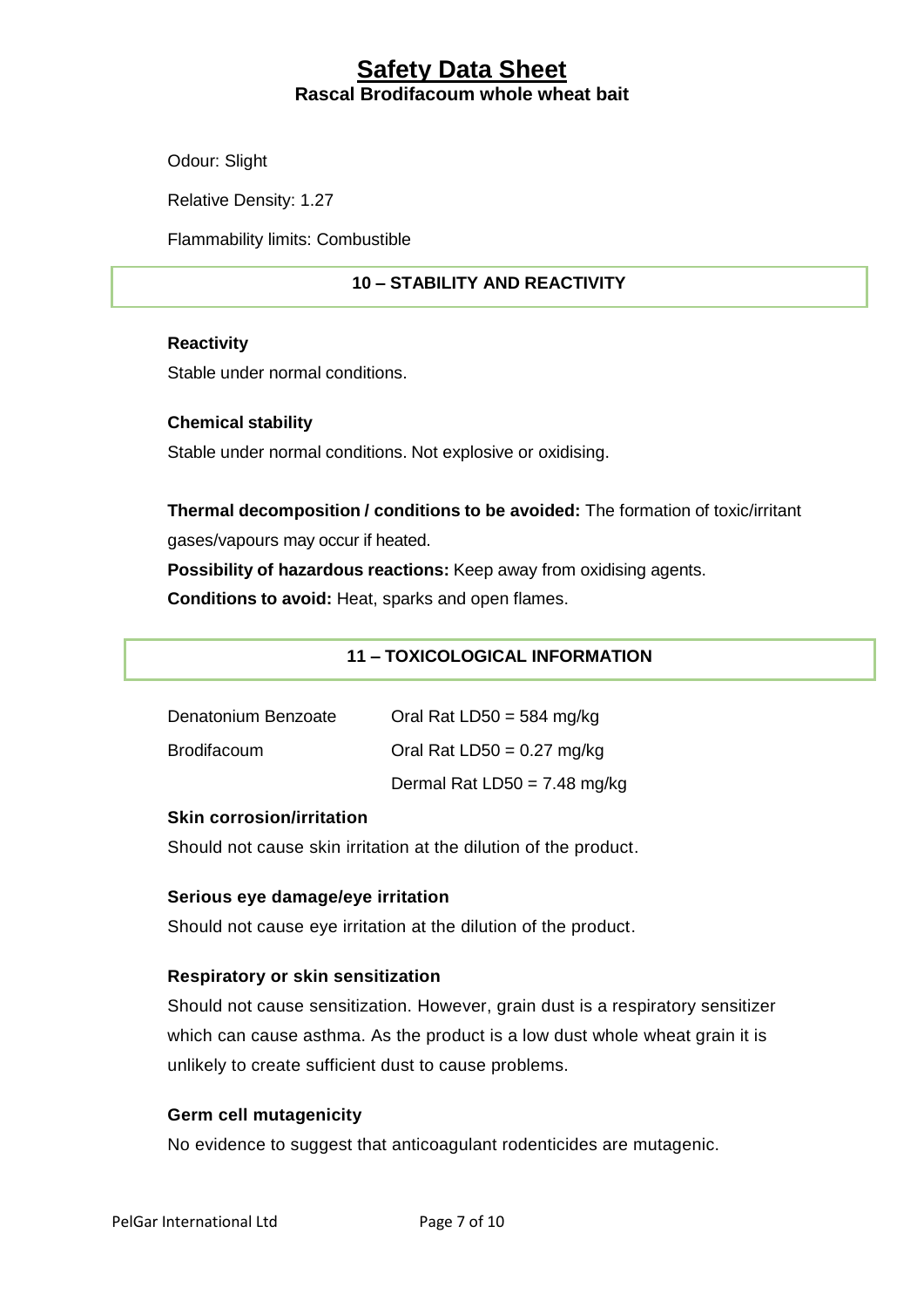Odour: Slight

Relative Density: 1.27

Flammability limits: Combustible

## 10 – STABILITY AND REACTIVITY

**Reactivity**

Stable under normal conditions.

**Chemical stability**

Stable under normal conditions. Not explosive or oxidising.

**Thermal decomposition / conditions to be avoided:** The formation of toxic/irritant gases/vapours may occur if heated.

**Possibility of hazardous reactions:** Keep away from oxidising agents.

**Conditions to avoid:** Heat, sparks and open flames.

## 11 – TOXICOLOGICAL INFORMATION

| | |
|---|---|
| Denatonium Benzoate | Oral Rat LD50 = 584 mg/kg |
| Brodifacoum | Oral Rat LD50 = 0.27 mg/kg |
| | Dermal Rat LD50 = 7.48 mg/kg |

**Skin corrosion/irritation**

Should not cause skin irritation at the dilution of the product.

**Serious eye damage/eye irritation**

Should not cause eye irritation at the dilution of the product.

**Respiratory or skin sensitization**

Should not cause sensitization. However, grain dust is a respiratory sensitizer which can cause asthma. As the product is a low dust whole wheat grain it is unlikely to create sufficient dust to cause problems.

**Germ cell mutagenicity**

No evidence to suggest that anticoagulant rodenticides are mutagenic.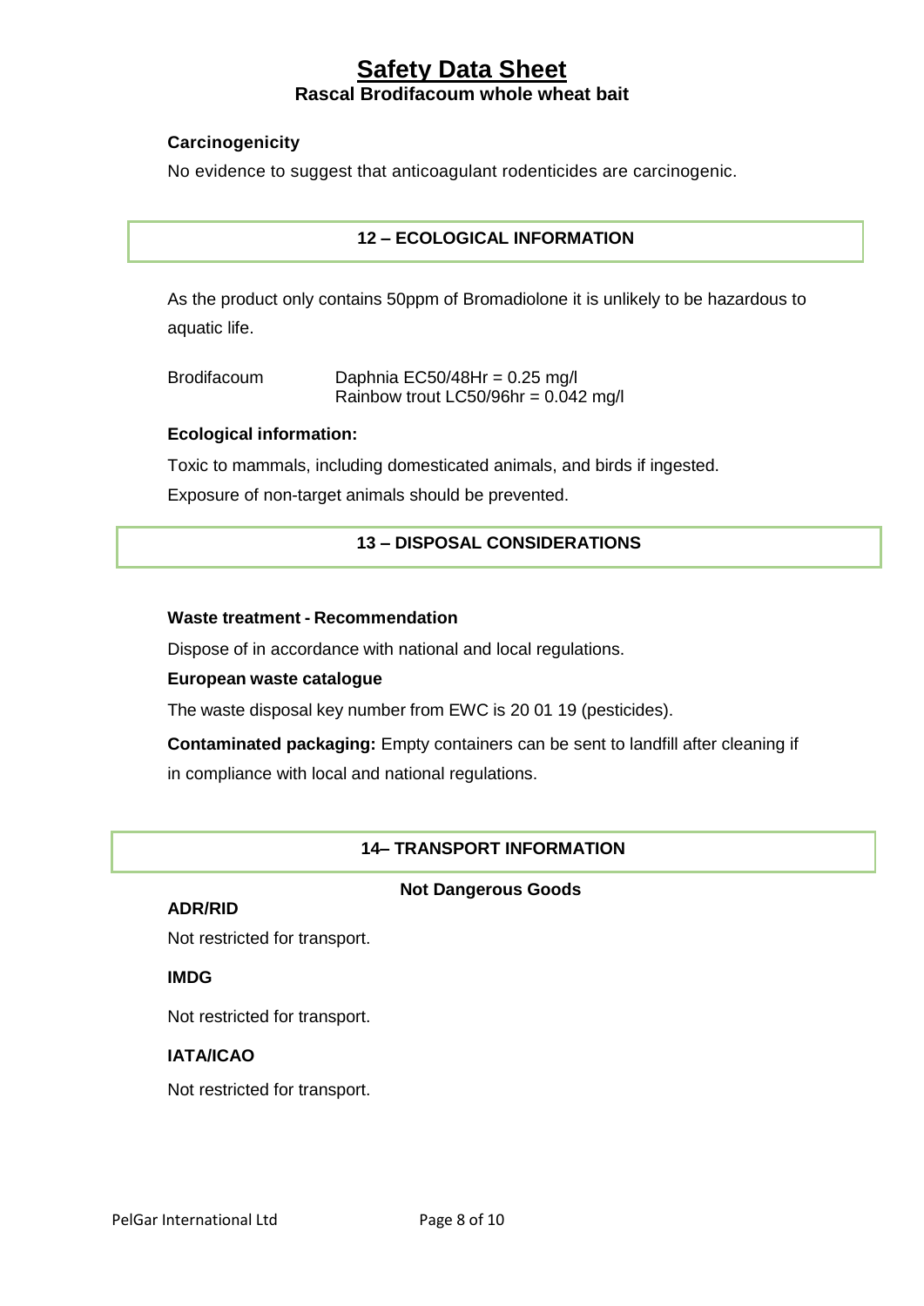**Carcinogenicity**

No evidence to suggest that anticoagulant rodenticides are carcinogenic.

## 12 – ECOLOGICAL INFORMATION

As the product only contains 50ppm of Bromadiolone it is unlikely to be hazardous to aquatic life.

| Brodifacoum | Daphnia EC50/48Hr = 0.25 mg/l |
| --- | --- |
| | Rainbow trout LC50/96hr = 0.042 mg/l |

**Ecological information:**

Toxic to mammals, including domesticated animals, and birds if ingested.

Exposure of non-target animals should be prevented.

## 13 – DISPOSAL CONSIDERATIONS

**Waste treatment - Recommendation**

Dispose of in accordance with national and local regulations.

**European waste catalogue**

The waste disposal key number from EWC is 20 01 19 (pesticides).

**Contaminated packaging:** Empty containers can be sent to landfill after cleaning if in compliance with local and national regulations.

## 14– TRANSPORT INFORMATION

**Not Dangerous Goods**

**ADR/RID**

Not restricted for transport.

**IMDG**

Not restricted for transport.

**IATA/ICAO**

Not restricted for transport.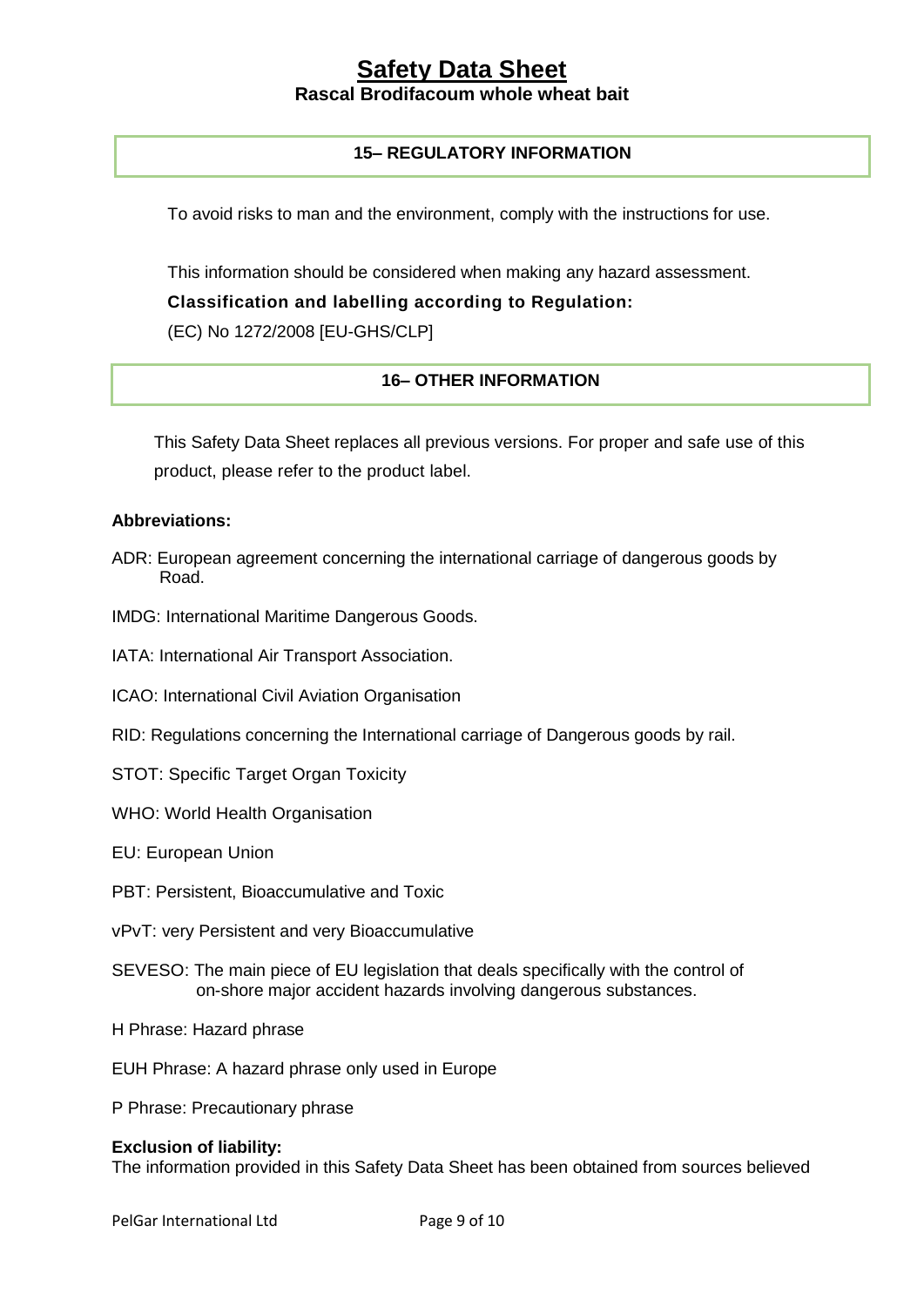## 15– REGULATORY INFORMATION

To avoid risks to man and the environment, comply with the instructions for use.

This information should be considered when making any hazard assessment.

**Classification and labelling according to Regulation:**

(EC) No 1272/2008 [EU-GHS/CLP]

## 16– OTHER INFORMATION

This Safety Data Sheet replaces all previous versions. For proper and safe use of this product, please refer to the product label.

**Abbreviations:**

ADR: European agreement concerning the international carriage of dangerous goods by Road.

IMDG: International Maritime Dangerous Goods.

IATA: International Air Transport Association.

ICAO: International Civil Aviation Organisation

RID: Regulations concerning the International carriage of Dangerous goods by rail.

STOT: Specific Target Organ Toxicity

WHO: World Health Organisation

EU: European Union

PBT: Persistent, Bioaccumulative and Toxic

vPvT: very Persistent and very Bioaccumulative

SEVESO: The main piece of EU legislation that deals specifically with the control of on-shore major accident hazards involving dangerous substances.

H Phrase: Hazard phrase

EUH Phrase: A hazard phrase only used in Europe

P Phrase: Precautionary phrase

**Exclusion of liability:**

The information provided in this Safety Data Sheet has been obtained from sources believed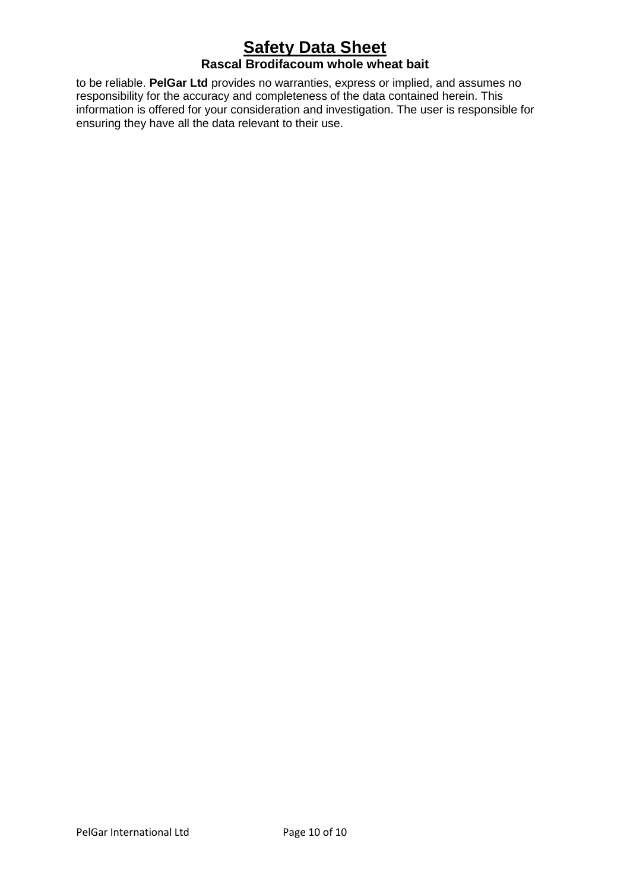to be reliable. **PelGar Ltd** provides no warranties, express or implied, and assumes no responsibility for the accuracy and completeness of the data contained herein. This information is offered for your consideration and investigation. The user is responsible for ensuring they have all the data relevant to their use.